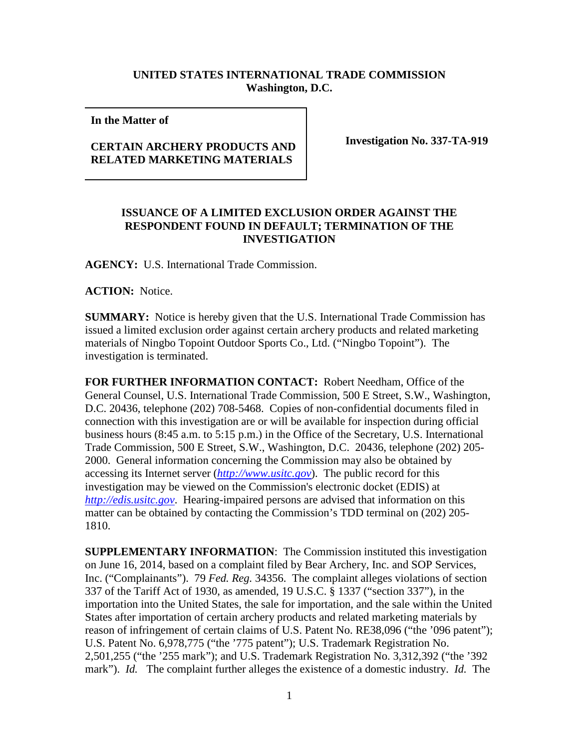**UNITED STATES INTERNATIONAL TRADE COMMISSION**
**Washington, D.C.**

| **In the Matter of**<br><br>**CERTAIN ARCHERY PRODUCTS AND RELATED MARKETING MATERIALS** | **Investigation No. 337-TA-919** |
|---|---|

**ISSUANCE OF A LIMITED EXCLUSION ORDER AGAINST THE RESPONDENT FOUND IN DEFAULT; TERMINATION OF THE INVESTIGATION**

**AGENCY:** U.S. International Trade Commission.

**ACTION:** Notice.

**SUMMARY:** Notice is hereby given that the U.S. International Trade Commission has issued a limited exclusion order against certain archery products and related marketing materials of Ningbo Topoint Outdoor Sports Co., Ltd. ("Ningbo Topoint"). The investigation is terminated.

**FOR FURTHER INFORMATION CONTACT:** Robert Needham, Office of the General Counsel, U.S. International Trade Commission, 500 E Street, S.W., Washington, D.C. 20436, telephone (202) 708-5468. Copies of non-confidential documents filed in connection with this investigation are or will be available for inspection during official business hours (8:45 a.m. to 5:15 p.m.) in the Office of the Secretary, U.S. International Trade Commission, 500 E Street, S.W., Washington, D.C. 20436, telephone (202) 205-2000. General information concerning the Commission may also be obtained by accessing its Internet server (*http://www.usitc.gov*). The public record for this investigation may be viewed on the Commission's electronic docket (EDIS) at *http://edis.usitc.gov*. Hearing-impaired persons are advised that information on this matter can be obtained by contacting the Commission's TDD terminal on (202) 205-1810.

**SUPPLEMENTARY INFORMATION**: The Commission instituted this investigation on June 16, 2014, based on a complaint filed by Bear Archery, Inc. and SOP Services, Inc. ("Complainants"). 79 *Fed. Reg.* 34356. The complaint alleges violations of section 337 of the Tariff Act of 1930, as amended, 19 U.S.C. § 1337 ("section 337"), in the importation into the United States, the sale for importation, and the sale within the United States after importation of certain archery products and related marketing materials by reason of infringement of certain claims of U.S. Patent No. RE38,096 ("the '096 patent"); U.S. Patent No. 6,978,775 ("the '775 patent"); U.S. Trademark Registration No. 2,501,255 ("the '255 mark"); and U.S. Trademark Registration No. 3,312,392 ("the '392 mark"). *Id.* The complaint further alleges the existence of a domestic industry. *Id.* The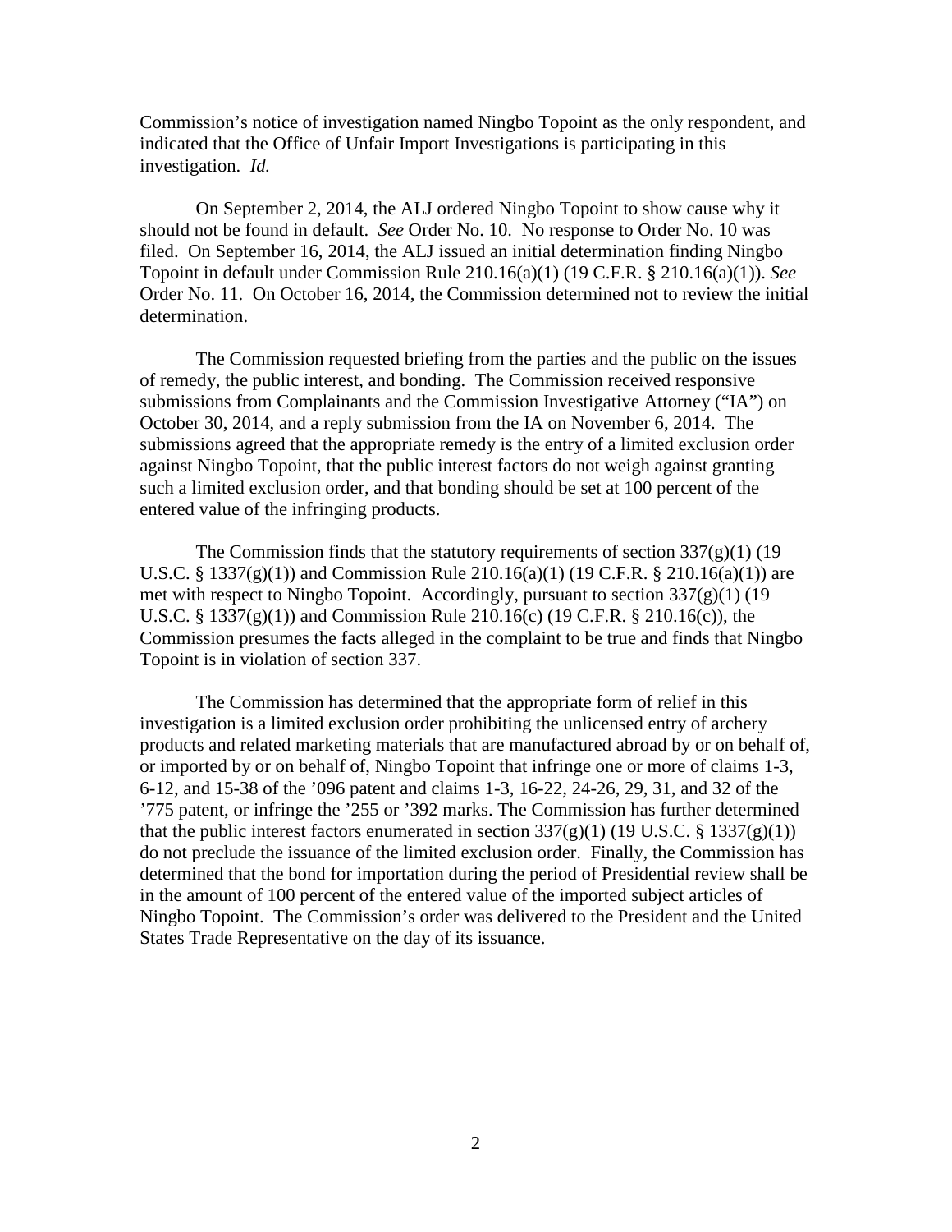Commission's notice of investigation named Ningbo Topoint as the only respondent, and indicated that the Office of Unfair Import Investigations is participating in this investigation. *Id.*

On September 2, 2014, the ALJ ordered Ningbo Topoint to show cause why it should not be found in default. *See* Order No. 10. No response to Order No. 10 was filed. On September 16, 2014, the ALJ issued an initial determination finding Ningbo Topoint in default under Commission Rule 210.16(a)(1) (19 C.F.R. § 210.16(a)(1)). *See* Order No. 11. On October 16, 2014, the Commission determined not to review the initial determination.

The Commission requested briefing from the parties and the public on the issues of remedy, the public interest, and bonding. The Commission received responsive submissions from Complainants and the Commission Investigative Attorney ("IA") on October 30, 2014, and a reply submission from the IA on November 6, 2014. The submissions agreed that the appropriate remedy is the entry of a limited exclusion order against Ningbo Topoint, that the public interest factors do not weigh against granting such a limited exclusion order, and that bonding should be set at 100 percent of the entered value of the infringing products.

The Commission finds that the statutory requirements of section 337(g)(1) (19 U.S.C. § 1337(g)(1)) and Commission Rule 210.16(a)(1) (19 C.F.R. § 210.16(a)(1)) are met with respect to Ningbo Topoint. Accordingly, pursuant to section 337(g)(1) (19 U.S.C. § 1337(g)(1)) and Commission Rule 210.16(c) (19 C.F.R. § 210.16(c)), the Commission presumes the facts alleged in the complaint to be true and finds that Ningbo Topoint is in violation of section 337.

The Commission has determined that the appropriate form of relief in this investigation is a limited exclusion order prohibiting the unlicensed entry of archery products and related marketing materials that are manufactured abroad by or on behalf of, or imported by or on behalf of, Ningbo Topoint that infringe one or more of claims 1-3, 6-12, and 15-38 of the '096 patent and claims 1-3, 16-22, 24-26, 29, 31, and 32 of the '775 patent, or infringe the '255 or '392 marks. The Commission has further determined that the public interest factors enumerated in section 337(g)(1) (19 U.S.C. § 1337(g)(1)) do not preclude the issuance of the limited exclusion order. Finally, the Commission has determined that the bond for importation during the period of Presidential review shall be in the amount of 100 percent of the entered value of the imported subject articles of Ningbo Topoint. The Commission's order was delivered to the President and the United States Trade Representative on the day of its issuance.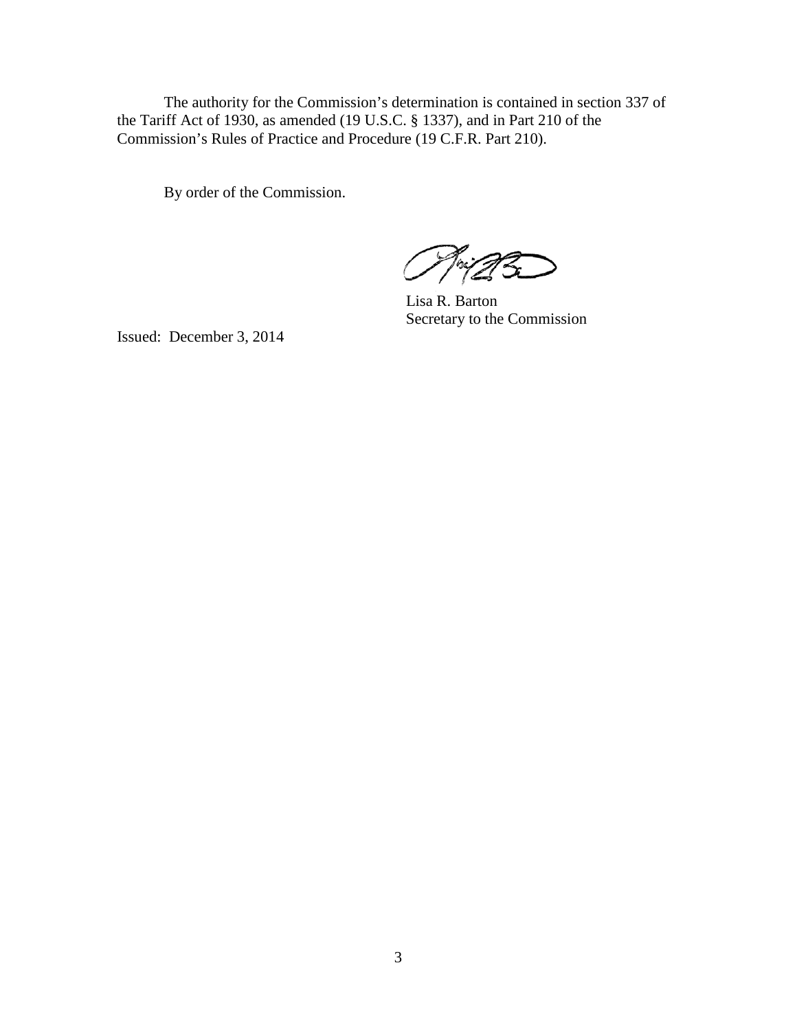The authority for the Commission's determination is contained in section 337 of the Tariff Act of 1930, as amended (19 U.S.C. § 1337), and in Part 210 of the Commission's Rules of Practice and Procedure (19 C.F.R. Part 210).

By order of the Commission.

Lisa R. Barton
Secretary to the Commission

Issued: December 3, 2014